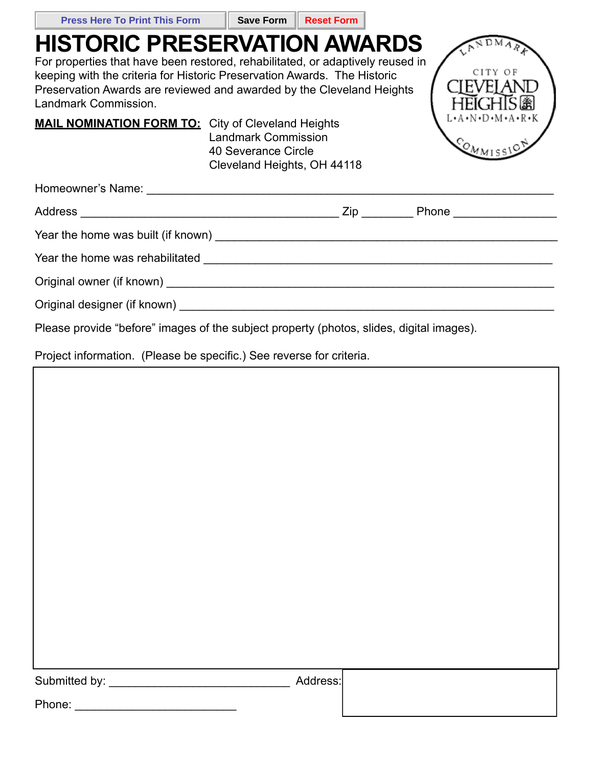Press Here To Print This Form | Save Form | Reset Form

# HISTORIC PRESERVATION AWARDS

For properties that have been restored, rehabilitated, or adaptively reused in keeping with the criteria for Historic Preservation Awards. The Historic Preservation Awards are reviewed and awarded by the Cleveland Heights Landmark Commission.

LANDMARK CITY OF CLEVELAND HEIGHTS L•A•N•D•M•A•R•K COMMISSION

**MAIL NOMINATION FORM TO:** City of Cleveland Heights
Landmark Commission
40 Severance Circle
Cleveland Heights, OH 44118

Homeowner's Name: ___________________________________________

Address ______________________________ Zip ________ Phone ________________

Year the home was built (if known) ___________________________________

Year the home was rehabilitated ______________________________________

Original owner (if known) ___________________________________________

Original designer (if known) _________________________________________

Please provide "before" images of the subject property (photos, slides, digital images).

Project information. (Please be specific.) See reverse for criteria.

Submitted by: ____________________________ Address:

Phone: _________________________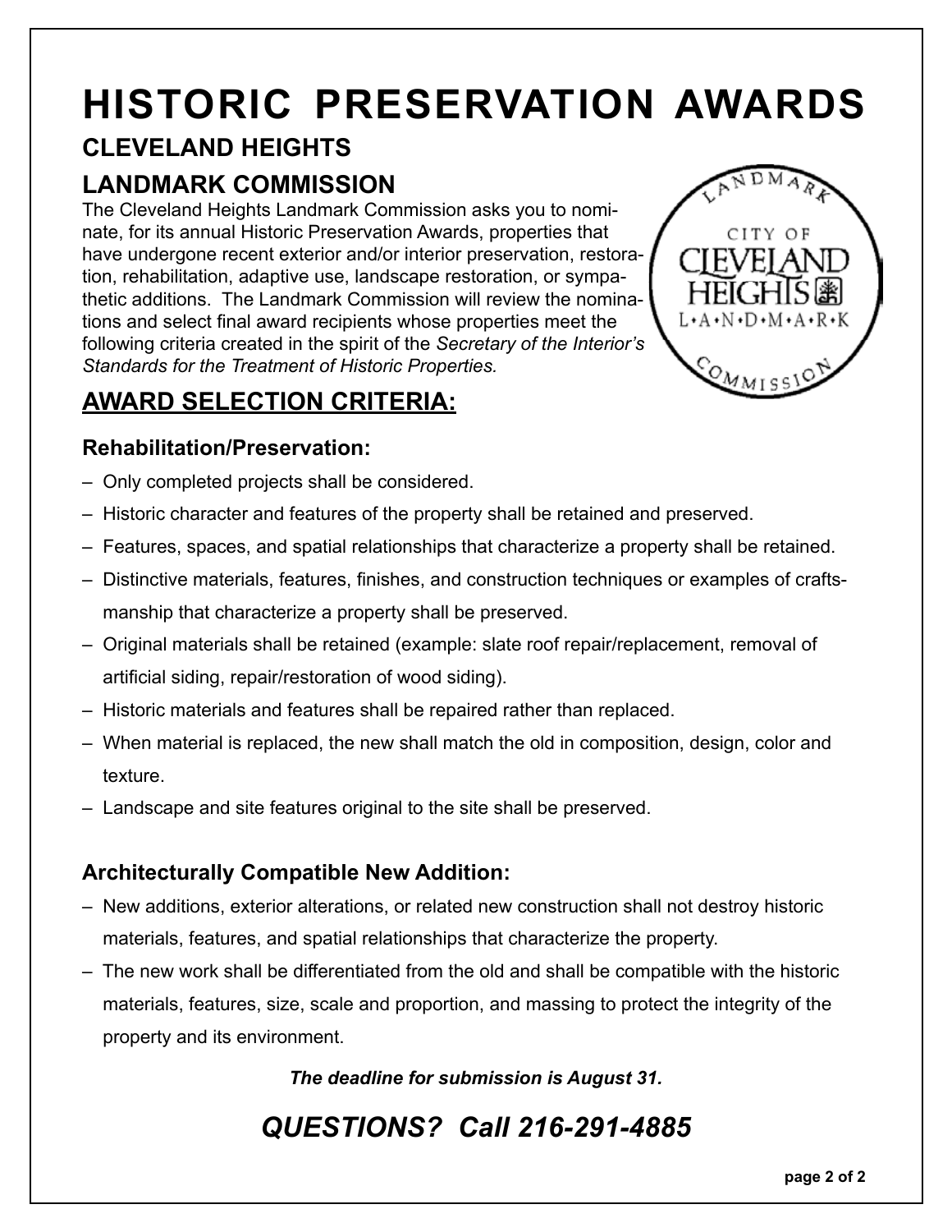# HISTORIC PRESERVATION AWARDS

## CLEVELAND HEIGHTS

## LANDMARK COMMISSION

The Cleveland Heights Landmark Commission asks you to nominate, for its annual Historic Preservation Awards, properties that have undergone recent exterior and/or interior preservation, restoration, rehabilitation, adaptive use, landscape restoration, or sympathetic additions. The Landmark Commission will review the nominations and select final award recipients whose properties meet the following criteria created in the spirit of the *Secretary of the Interior's Standards for the Treatment of Historic Properties.*

## AWARD SELECTION CRITERIA:

### Rehabilitation/Preservation:

- Only completed projects shall be considered.
- Historic character and features of the property shall be retained and preserved.
- Features, spaces, and spatial relationships that characterize a property shall be retained.
- Distinctive materials, features, finishes, and construction techniques or examples of craftsmanship that characterize a property shall be preserved.
- Original materials shall be retained (example: slate roof repair/replacement, removal of artificial siding, repair/restoration of wood siding).
- Historic materials and features shall be repaired rather than replaced.
- When material is replaced, the new shall match the old in composition, design, color and texture.
- Landscape and site features original to the site shall be preserved.

### Architecturally Compatible New Addition:

- New additions, exterior alterations, or related new construction shall not destroy historic materials, features, and spatial relationships that characterize the property.
- The new work shall be differentiated from the old and shall be compatible with the historic materials, features, size, scale and proportion, and massing to protect the integrity of the property and its environment.

***The deadline for submission is August 31.***

## *QUESTIONS? Call 216-291-4885*